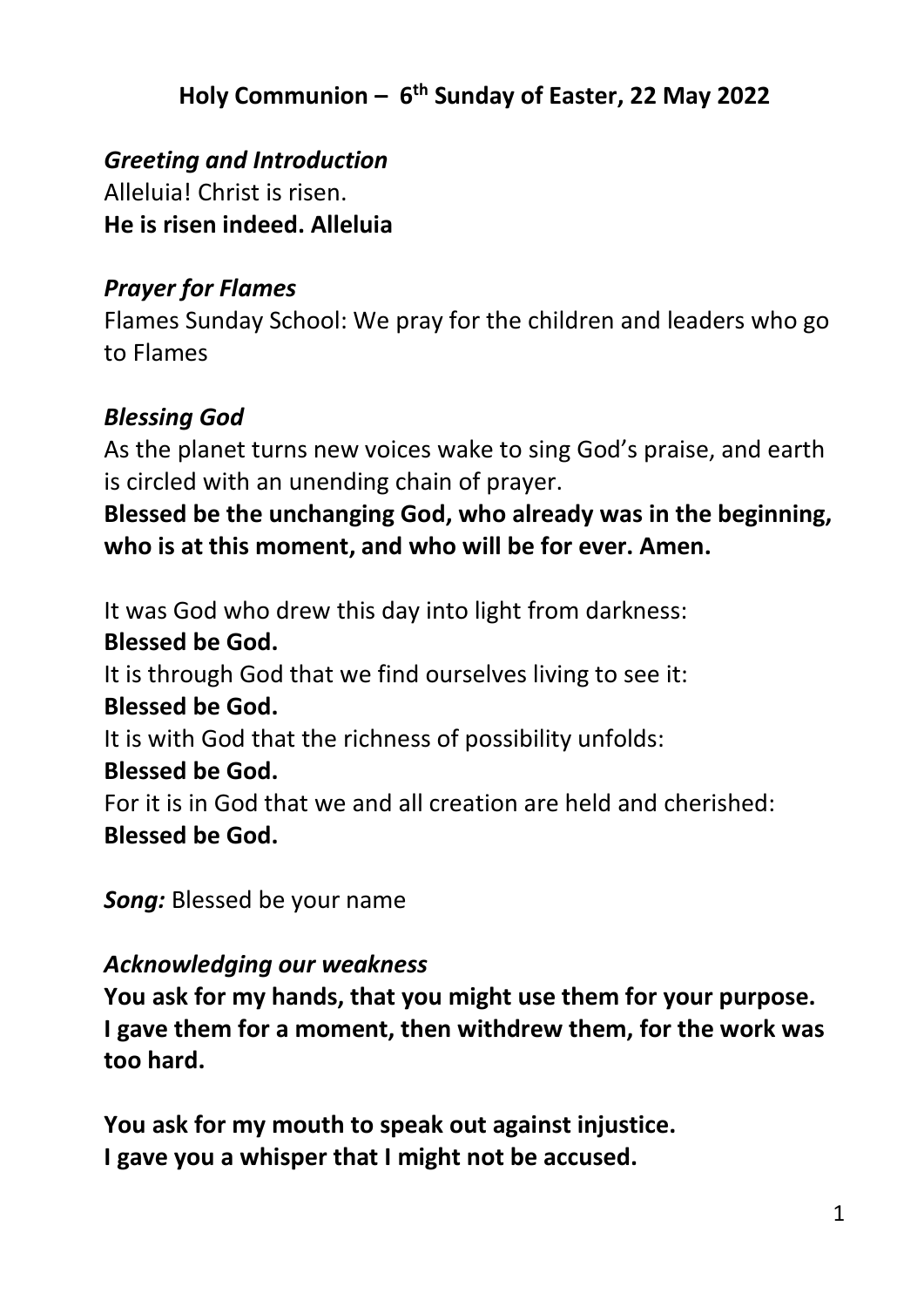# Holy Communion – 6th Sunday of Easter, 22 May 2022

***Greeting and Introduction***

Alleluia! Christ is risen.
**He is risen indeed. Alleluia**

***Prayer for Flames***

Flames Sunday School: We pray for the children and leaders who go to Flames

***Blessing God***

As the planet turns new voices wake to sing God's praise, and earth is circled with an unending chain of prayer.
**Blessed be the unchanging God, who already was in the beginning, who is at this moment, and who will be for ever. Amen.**

It was God who drew this day into light from darkness:
**Blessed be God.**
It is through God that we find ourselves living to see it:
**Blessed be God.**
It is with God that the richness of possibility unfolds:
**Blessed be God.**
For it is in God that we and all creation are held and cherished:
**Blessed be God.**

***Song:*** Blessed be your name

***Acknowledging our weakness***

**You ask for my hands, that you might use them for your purpose.**
**I gave them for a moment, then withdrew them, for the work was too hard.**

**You ask for my mouth to speak out against injustice.**
**I gave you a whisper that I might not be accused.**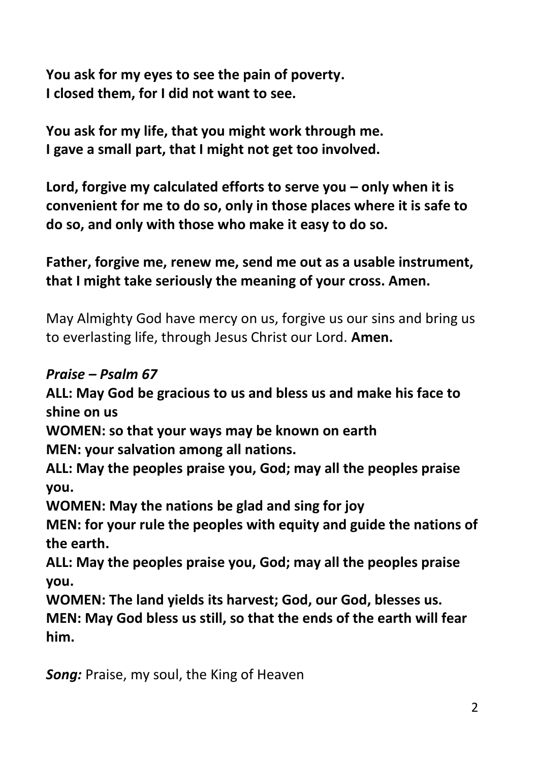**You ask for my eyes to see the pain of poverty.**
**I closed them, for I did not want to see.**

**You ask for my life, that you might work through me.**
**I gave a small part, that I might not get too involved.**

**Lord, forgive my calculated efforts to serve you – only when it is convenient for me to do so, only in those places where it is safe to do so, and only with those who make it easy to do so.**

**Father, forgive me, renew me, send me out as a usable instrument, that I might take seriously the meaning of your cross. Amen.**

May Almighty God have mercy on us, forgive us our sins and bring us to everlasting life, through Jesus Christ our Lord. **Amen.**

***Praise – Psalm 67***

**ALL: May God be gracious to us and bless us and make his face to shine on us**
**WOMEN: so that your ways may be known on earth**
**MEN: your salvation among all nations.**
**ALL: May the peoples praise you, God; may all the peoples praise you.**
**WOMEN: May the nations be glad and sing for joy**
**MEN: for your rule the peoples with equity and guide the nations of the earth.**
**ALL: May the peoples praise you, God; may all the peoples praise you.**
**WOMEN: The land yields its harvest; God, our God, blesses us.**
**MEN: May God bless us still, so that the ends of the earth will fear him.**

***Song:*** Praise, my soul, the King of Heaven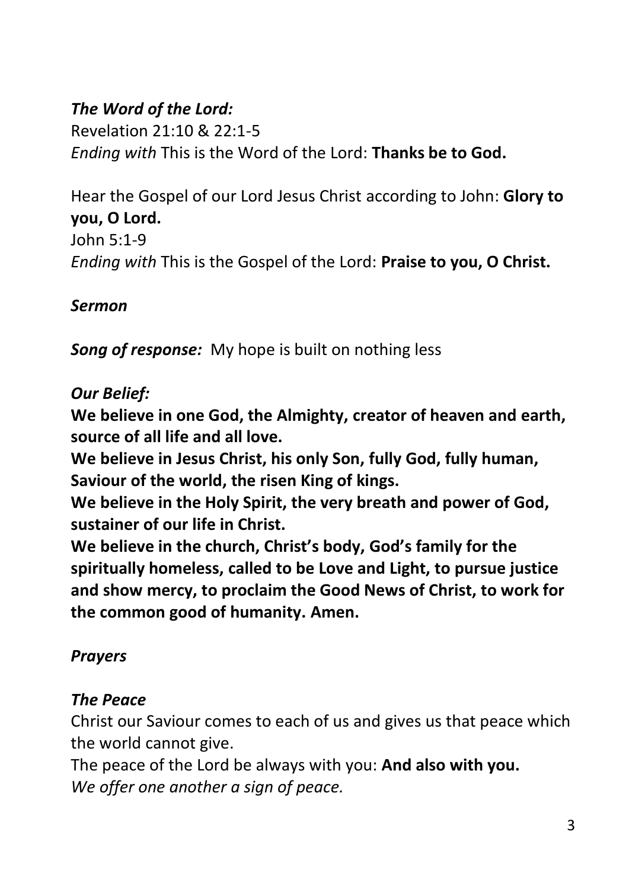***The Word of the Lord:***
Revelation 21:10 & 22:1-5
*Ending with* This is the Word of the Lord: **Thanks be to God.**

Hear the Gospel of our Lord Jesus Christ according to John: **Glory to you, O Lord.**
John 5:1-9
*Ending with* This is the Gospel of the Lord: **Praise to you, O Christ.**

***Sermon***

***Song of response:*** My hope is built on nothing less

***Our Belief:***
**We believe in one God, the Almighty, creator of heaven and earth, source of all life and all love.**
**We believe in Jesus Christ, his only Son, fully God, fully human, Saviour of the world, the risen King of kings.**
**We believe in the Holy Spirit, the very breath and power of God, sustainer of our life in Christ.**
**We believe in the church, Christ's body, God's family for the spiritually homeless, called to be Love and Light, to pursue justice and show mercy, to proclaim the Good News of Christ, to work for the common good of humanity. Amen.**

***Prayers***

***The Peace***
Christ our Saviour comes to each of us and gives us that peace which the world cannot give.
The peace of the Lord be always with you: **And also with you.**
*We offer one another a sign of peace.*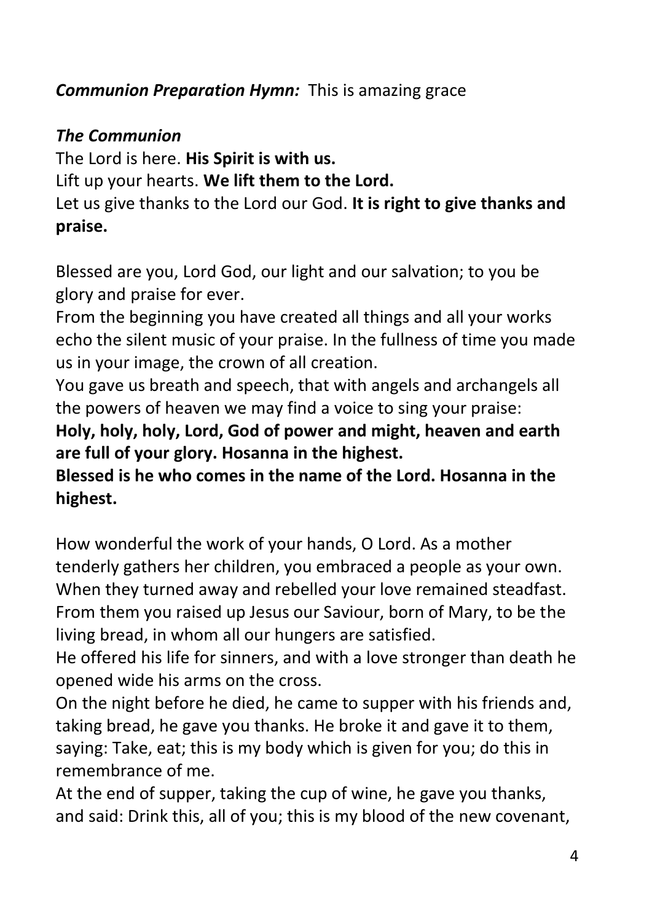***Communion Preparation Hymn:*** This is amazing grace

***The Communion***

The Lord is here. **His Spirit is with us.**
Lift up your hearts. **We lift them to the Lord.**
Let us give thanks to the Lord our God. **It is right to give thanks and praise.**

Blessed are you, Lord God, our light and our salvation; to you be glory and praise for ever.
From the beginning you have created all things and all your works echo the silent music of your praise. In the fullness of time you made us in your image, the crown of all creation.
You gave us breath and speech, that with angels and archangels all the powers of heaven we may find a voice to sing your praise:
**Holy, holy, holy, Lord, God of power and might, heaven and earth are full of your glory. Hosanna in the highest.**
**Blessed is he who comes in the name of the Lord. Hosanna in the highest.**

How wonderful the work of your hands, O Lord. As a mother tenderly gathers her children, you embraced a people as your own. When they turned away and rebelled your love remained steadfast. From them you raised up Jesus our Saviour, born of Mary, to be the living bread, in whom all our hungers are satisfied.
He offered his life for sinners, and with a love stronger than death he opened wide his arms on the cross.
On the night before he died, he came to supper with his friends and, taking bread, he gave you thanks. He broke it and gave it to them, saying: Take, eat; this is my body which is given for you; do this in remembrance of me.
At the end of supper, taking the cup of wine, he gave you thanks, and said: Drink this, all of you; this is my blood of the new covenant,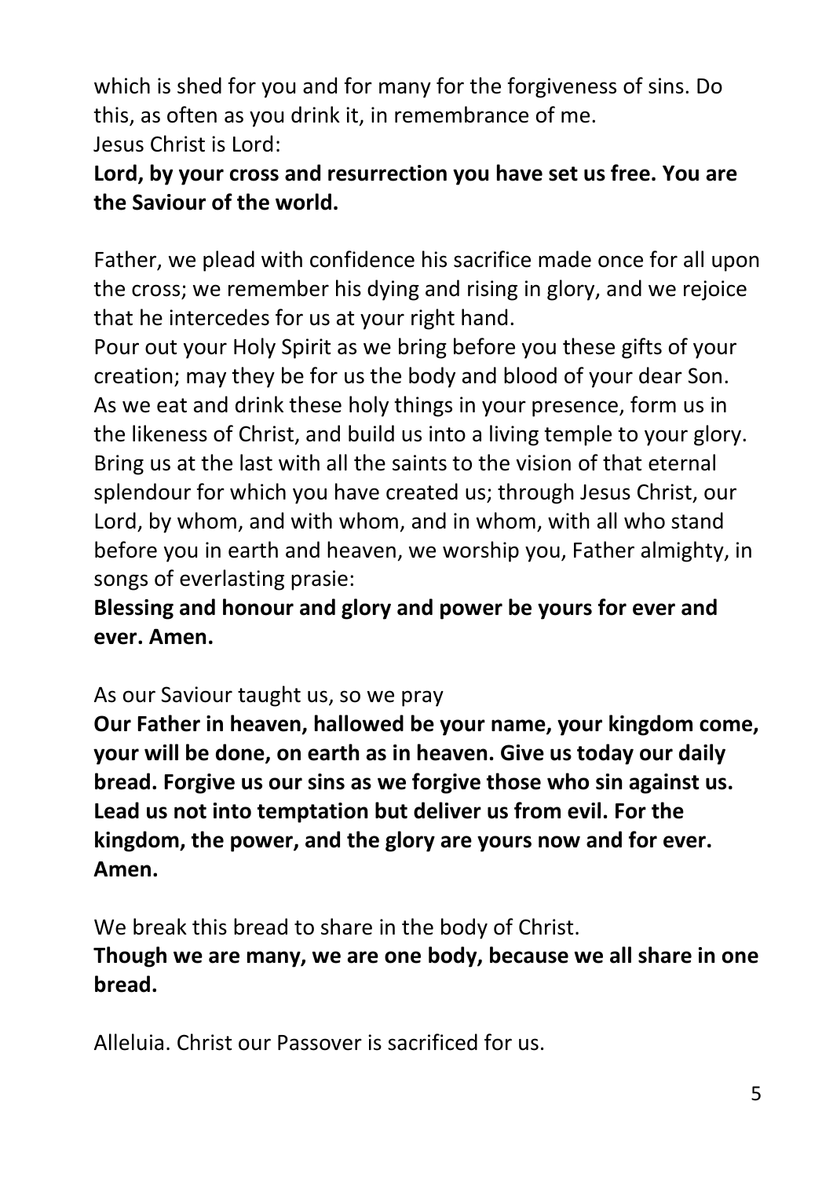which is shed for you and for many for the forgiveness of sins. Do this, as often as you drink it, in remembrance of me.
Jesus Christ is Lord:
**Lord, by your cross and resurrection you have set us free. You are the Saviour of the world.**

Father, we plead with confidence his sacrifice made once for all upon the cross; we remember his dying and rising in glory, and we rejoice that he intercedes for us at your right hand.
Pour out your Holy Spirit as we bring before you these gifts of your creation; may they be for us the body and blood of your dear Son.
As we eat and drink these holy things in your presence, form us in the likeness of Christ, and build us into a living temple to your glory.
Bring us at the last with all the saints to the vision of that eternal splendour for which you have created us; through Jesus Christ, our Lord, by whom, and with whom, and in whom, with all who stand before you in earth and heaven, we worship you, Father almighty, in songs of everlasting prasie:
**Blessing and honour and glory and power be yours for ever and ever. Amen.**

As our Saviour taught us, so we pray
**Our Father in heaven, hallowed be your name, your kingdom come, your will be done, on earth as in heaven. Give us today our daily bread. Forgive us our sins as we forgive those who sin against us. Lead us not into temptation but deliver us from evil. For the kingdom, the power, and the glory are yours now and for ever. Amen.**

We break this bread to share in the body of Christ.
**Though we are many, we are one body, because we all share in one bread.**

Alleluia. Christ our Passover is sacrificed for us.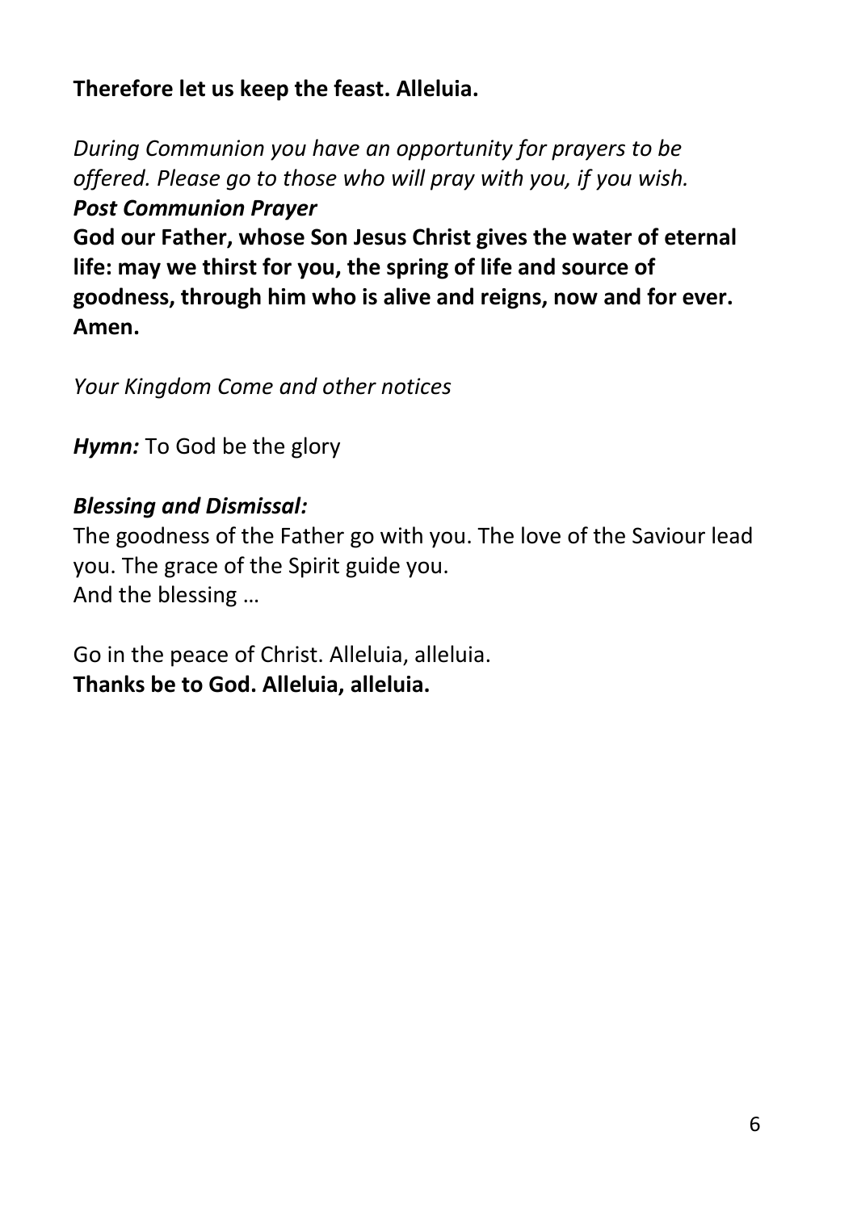**Therefore let us keep the feast. Alleluia.**

*During Communion you have an opportunity for prayers to be offered. Please go to those who will pray with you, if you wish.*

***Post Communion Prayer***

**God our Father, whose Son Jesus Christ gives the water of eternal life: may we thirst for you, the spring of life and source of goodness, through him who is alive and reigns, now and for ever. Amen.**

*Your Kingdom Come and other notices*

***Hymn:*** To God be the glory

***Blessing and Dismissal:***

The goodness of the Father go with you. The love of the Saviour lead you. The grace of the Spirit guide you.
And the blessing …

Go in the peace of Christ. Alleluia, alleluia.
**Thanks be to God. Alleluia, alleluia.**